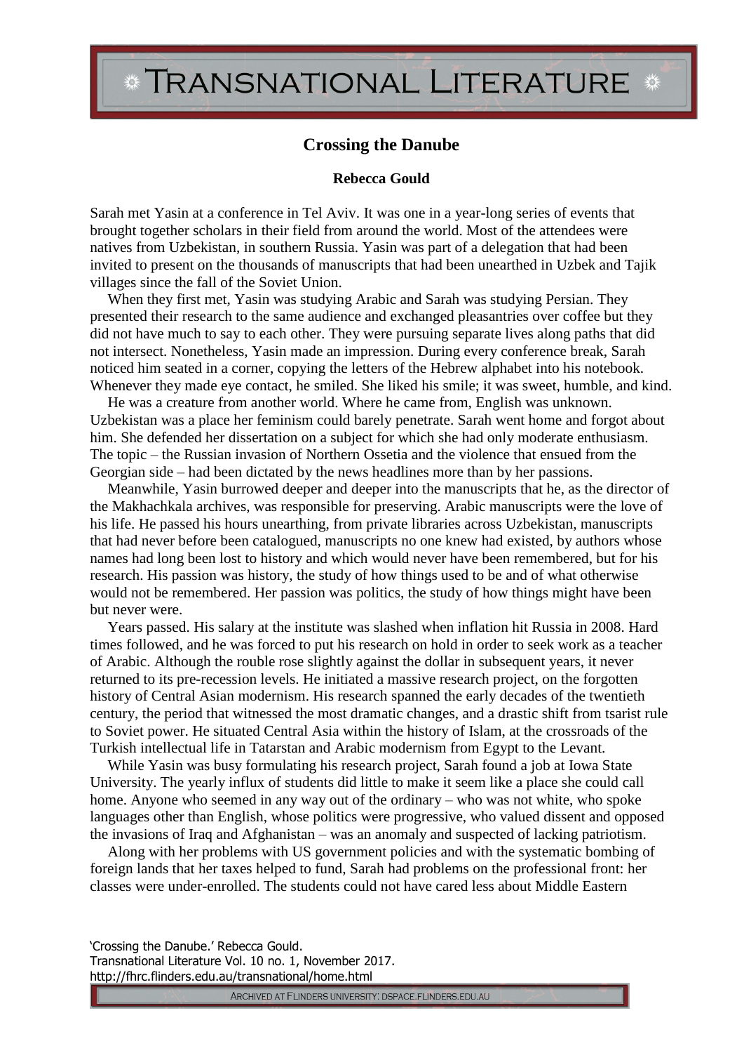# Crossing the Danube

**Rebecca Gould**

Sarah met Yasin at a conference in Tel Aviv. It was one in a year-long series of events that brought together scholars in their field from around the world. Most of the attendees were natives from Uzbekistan, in southern Russia. Yasin was part of a delegation that had been invited to present on the thousands of manuscripts that had been unearthed in Uzbek and Tajik villages since the fall of the Soviet Union.

When they first met, Yasin was studying Arabic and Sarah was studying Persian. They presented their research to the same audience and exchanged pleasantries over coffee but they did not have much to say to each other. They were pursuing separate lives along paths that did not intersect. Nonetheless, Yasin made an impression. During every conference break, Sarah noticed him seated in a corner, copying the letters of the Hebrew alphabet into his notebook. Whenever they made eye contact, he smiled. She liked his smile; it was sweet, humble, and kind.

He was a creature from another world. Where he came from, English was unknown. Uzbekistan was a place her feminism could barely penetrate. Sarah went home and forgot about him. She defended her dissertation on a subject for which she had only moderate enthusiasm. The topic – the Russian invasion of Northern Ossetia and the violence that ensued from the Georgian side – had been dictated by the news headlines more than by her passions.

Meanwhile, Yasin burrowed deeper and deeper into the manuscripts that he, as the director of the Makhachkala archives, was responsible for preserving. Arabic manuscripts were the love of his life. He passed his hours unearthing, from private libraries across Uzbekistan, manuscripts that had never before been catalogued, manuscripts no one knew had existed, by authors whose names had long been lost to history and which would never have been remembered, but for his research. His passion was history, the study of how things used to be and of what otherwise would not be remembered. Her passion was politics, the study of how things might have been but never were.

Years passed. His salary at the institute was slashed when inflation hit Russia in 2008. Hard times followed, and he was forced to put his research on hold in order to seek work as a teacher of Arabic. Although the rouble rose slightly against the dollar in subsequent years, it never returned to its pre-recession levels. He initiated a massive research project, on the forgotten history of Central Asian modernism. His research spanned the early decades of the twentieth century, the period that witnessed the most dramatic changes, and a drastic shift from tsarist rule to Soviet power. He situated Central Asia within the history of Islam, at the crossroads of the Turkish intellectual life in Tatarstan and Arabic modernism from Egypt to the Levant.

While Yasin was busy formulating his research project, Sarah found a job at Iowa State University. The yearly influx of students did little to make it seem like a place she could call home. Anyone who seemed in any way out of the ordinary – who was not white, who spoke languages other than English, whose politics were progressive, who valued dissent and opposed the invasions of Iraq and Afghanistan – was an anomaly and suspected of lacking patriotism.

Along with her problems with US government policies and with the systematic bombing of foreign lands that her taxes helped to fund, Sarah had problems on the professional front: her classes were under-enrolled. The students could not have cared less about Middle Eastern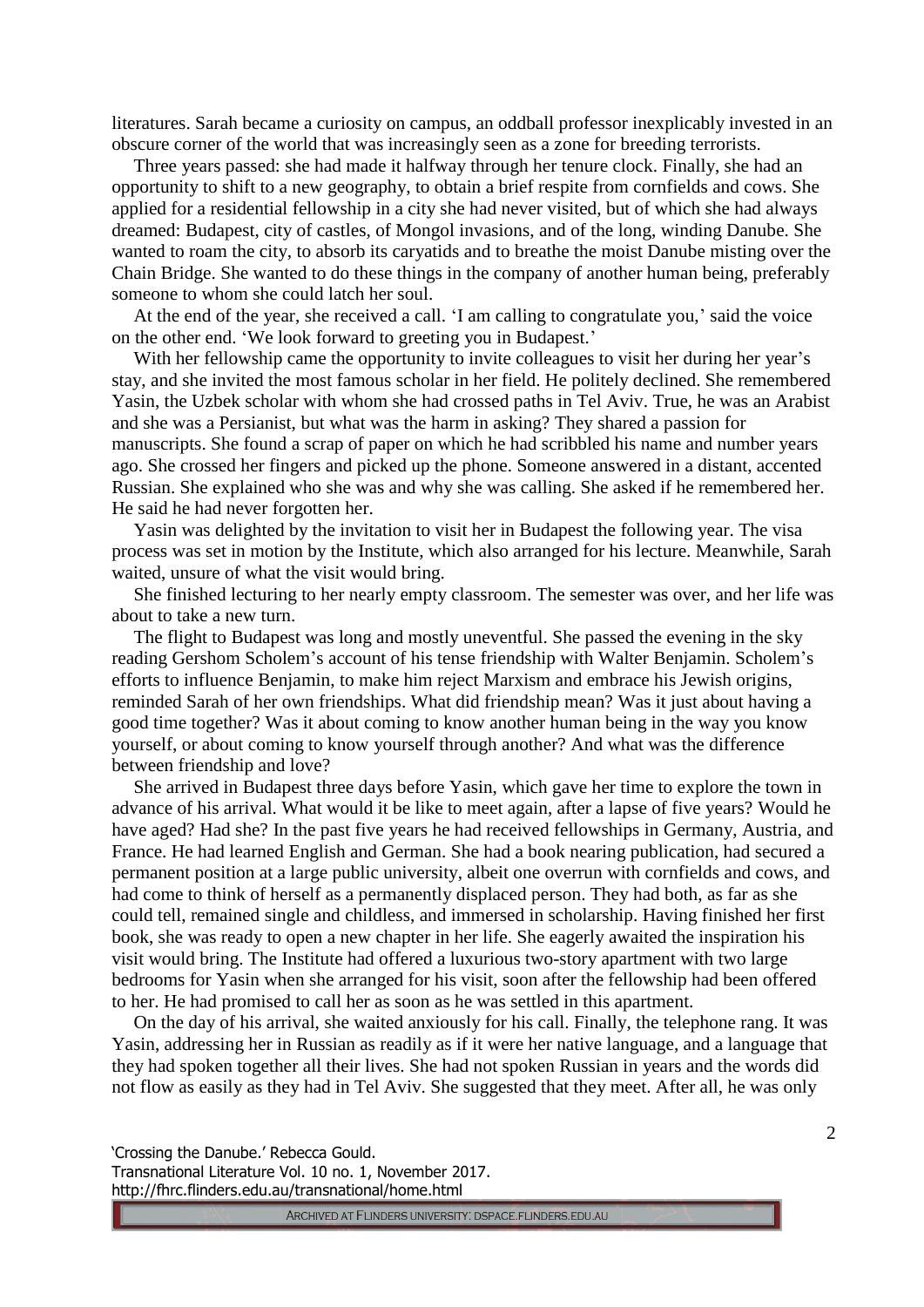literatures. Sarah became a curiosity on campus, an oddball professor inexplicably invested in an obscure corner of the world that was increasingly seen as a zone for breeding terrorists.

Three years passed: she had made it halfway through her tenure clock. Finally, she had an opportunity to shift to a new geography, to obtain a brief respite from cornfields and cows. She applied for a residential fellowship in a city she had never visited, but of which she had always dreamed: Budapest, city of castles, of Mongol invasions, and of the long, winding Danube. She wanted to roam the city, to absorb its caryatids and to breathe the moist Danube misting over the Chain Bridge. She wanted to do these things in the company of another human being, preferably someone to whom she could latch her soul.

At the end of the year, she received a call. 'I am calling to congratulate you,' said the voice on the other end. 'We look forward to greeting you in Budapest.'

With her fellowship came the opportunity to invite colleagues to visit her during her year's stay, and she invited the most famous scholar in her field. He politely declined. She remembered Yasin, the Uzbek scholar with whom she had crossed paths in Tel Aviv. True, he was an Arabist and she was a Persianist, but what was the harm in asking? They shared a passion for manuscripts. She found a scrap of paper on which he had scribbled his name and number years ago. She crossed her fingers and picked up the phone. Someone answered in a distant, accented Russian. She explained who she was and why she was calling. She asked if he remembered her. He said he had never forgotten her.

Yasin was delighted by the invitation to visit her in Budapest the following year. The visa process was set in motion by the Institute, which also arranged for his lecture. Meanwhile, Sarah waited, unsure of what the visit would bring.

She finished lecturing to her nearly empty classroom. The semester was over, and her life was about to take a new turn.

The flight to Budapest was long and mostly uneventful. She passed the evening in the sky reading Gershom Scholem's account of his tense friendship with Walter Benjamin. Scholem's efforts to influence Benjamin, to make him reject Marxism and embrace his Jewish origins, reminded Sarah of her own friendships. What did friendship mean? Was it just about having a good time together? Was it about coming to know another human being in the way you know yourself, or about coming to know yourself through another? And what was the difference between friendship and love?

She arrived in Budapest three days before Yasin, which gave her time to explore the town in advance of his arrival. What would it be like to meet again, after a lapse of five years? Would he have aged? Had she? In the past five years he had received fellowships in Germany, Austria, and France. He had learned English and German. She had a book nearing publication, had secured a permanent position at a large public university, albeit one overrun with cornfields and cows, and had come to think of herself as a permanently displaced person. They had both, as far as she could tell, remained single and childless, and immersed in scholarship. Having finished her first book, she was ready to open a new chapter in her life. She eagerly awaited the inspiration his visit would bring. The Institute had offered a luxurious two-story apartment with two large bedrooms for Yasin when she arranged for his visit, soon after the fellowship had been offered to her. He had promised to call her as soon as he was settled in this apartment.

On the day of his arrival, she waited anxiously for his call. Finally, the telephone rang. It was Yasin, addressing her in Russian as readily as if it were her native language, and a language that they had spoken together all their lives. She had not spoken Russian in years and the words did not flow as easily as they had in Tel Aviv. She suggested that they meet. After all, he was only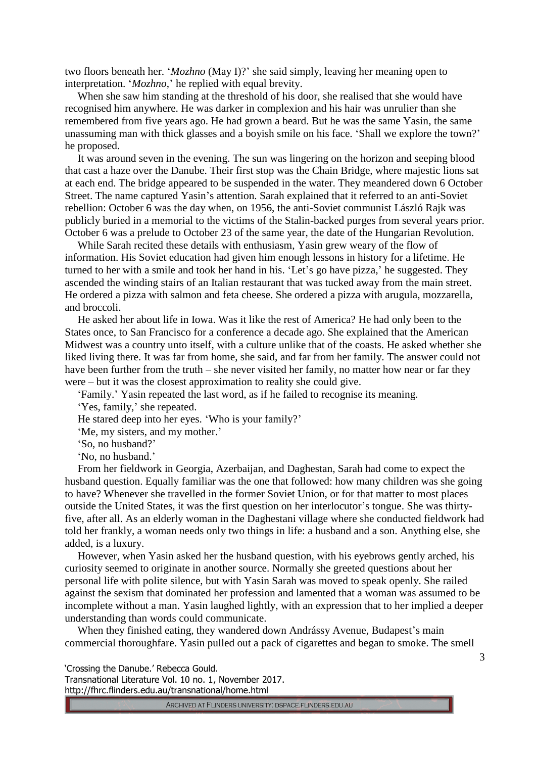two floors beneath her. '*Mozhno* (May I)?' she said simply, leaving her meaning open to interpretation. '*Mozhno*,' he replied with equal brevity.

When she saw him standing at the threshold of his door, she realised that she would have recognised him anywhere. He was darker in complexion and his hair was unrulier than she remembered from five years ago. He had grown a beard. But he was the same Yasin, the same unassuming man with thick glasses and a boyish smile on his face. 'Shall we explore the town?' he proposed.

It was around seven in the evening. The sun was lingering on the horizon and seeping blood that cast a haze over the Danube. Their first stop was the Chain Bridge, where majestic lions sat at each end. The bridge appeared to be suspended in the water. They meandered down 6 October Street. The name captured Yasin's attention. Sarah explained that it referred to an anti-Soviet rebellion: October 6 was the day when, on 1956, the anti-Soviet communist László Rajk was publicly buried in a memorial to the victims of the Stalin-backed purges from several years prior. October 6 was a prelude to October 23 of the same year, the date of the Hungarian Revolution.

While Sarah recited these details with enthusiasm, Yasin grew weary of the flow of information. His Soviet education had given him enough lessons in history for a lifetime. He turned to her with a smile and took her hand in his. 'Let's go have pizza,' he suggested. They ascended the winding stairs of an Italian restaurant that was tucked away from the main street. He ordered a pizza with salmon and feta cheese. She ordered a pizza with arugula, mozzarella, and broccoli.

He asked her about life in Iowa. Was it like the rest of America? He had only been to the States once, to San Francisco for a conference a decade ago. She explained that the American Midwest was a country unto itself, with a culture unlike that of the coasts. He asked whether she liked living there. It was far from home, she said, and far from her family. The answer could not have been further from the truth – she never visited her family, no matter how near or far they were – but it was the closest approximation to reality she could give.

'Family.' Yasin repeated the last word, as if he failed to recognise its meaning.

'Yes, family,' she repeated.

He stared deep into her eyes. 'Who is your family?'

'Me, my sisters, and my mother.'

'So, no husband?'

'No, no husband.'

From her fieldwork in Georgia, Azerbaijan, and Daghestan, Sarah had come to expect the husband question. Equally familiar was the one that followed: how many children was she going to have? Whenever she travelled in the former Soviet Union, or for that matter to most places outside the United States, it was the first question on her interlocutor's tongue. She was thirty-five, after all. As an elderly woman in the Daghestani village where she conducted fieldwork had told her frankly, a woman needs only two things in life: a husband and a son. Anything else, she added, is a luxury.

However, when Yasin asked her the husband question, with his eyebrows gently arched, his curiosity seemed to originate in another source. Normally she greeted questions about her personal life with polite silence, but with Yasin Sarah was moved to speak openly. She railed against the sexism that dominated her profession and lamented that a woman was assumed to be incomplete without a man. Yasin laughed lightly, with an expression that to her implied a deeper understanding than words could communicate.

When they finished eating, they wandered down Andrássy Avenue, Budapest's main commercial thoroughfare. Yasin pulled out a pack of cigarettes and began to smoke. The smell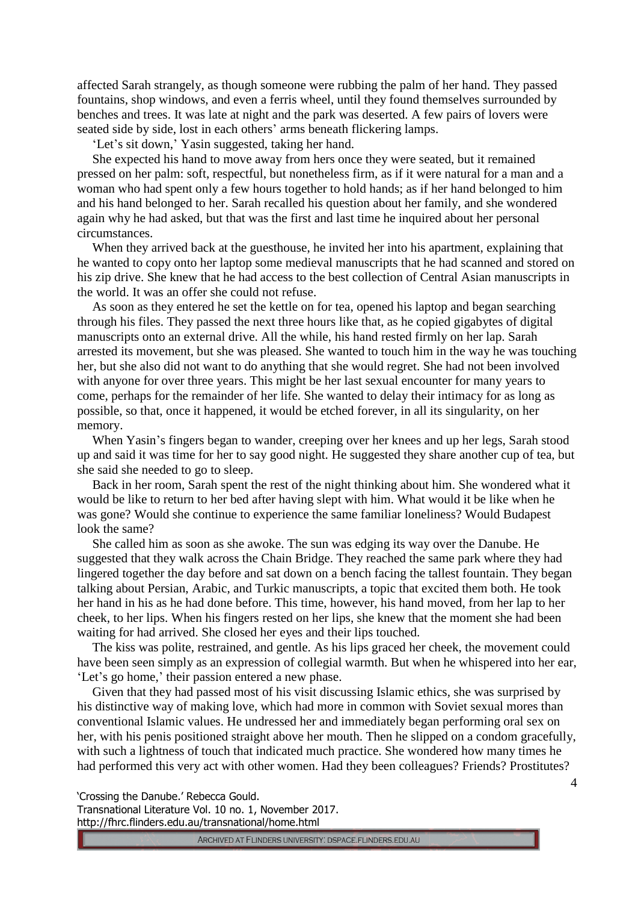affected Sarah strangely, as though someone were rubbing the palm of her hand. They passed fountains, shop windows, and even a ferris wheel, until they found themselves surrounded by benches and trees. It was late at night and the park was deserted. A few pairs of lovers were seated side by side, lost in each others' arms beneath flickering lamps.

'Let's sit down,' Yasin suggested, taking her hand.

She expected his hand to move away from hers once they were seated, but it remained pressed on her palm: soft, respectful, but nonetheless firm, as if it were natural for a man and a woman who had spent only a few hours together to hold hands; as if her hand belonged to him and his hand belonged to her. Sarah recalled his question about her family, and she wondered again why he had asked, but that was the first and last time he inquired about her personal circumstances.

When they arrived back at the guesthouse, he invited her into his apartment, explaining that he wanted to copy onto her laptop some medieval manuscripts that he had scanned and stored on his zip drive. She knew that he had access to the best collection of Central Asian manuscripts in the world. It was an offer she could not refuse.

As soon as they entered he set the kettle on for tea, opened his laptop and began searching through his files. They passed the next three hours like that, as he copied gigabytes of digital manuscripts onto an external drive. All the while, his hand rested firmly on her lap. Sarah arrested its movement, but she was pleased. She wanted to touch him in the way he was touching her, but she also did not want to do anything that she would regret. She had not been involved with anyone for over three years. This might be her last sexual encounter for many years to come, perhaps for the remainder of her life. She wanted to delay their intimacy for as long as possible, so that, once it happened, it would be etched forever, in all its singularity, on her memory.

When Yasin's fingers began to wander, creeping over her knees and up her legs, Sarah stood up and said it was time for her to say good night. He suggested they share another cup of tea, but she said she needed to go to sleep.

Back in her room, Sarah spent the rest of the night thinking about him. She wondered what it would be like to return to her bed after having slept with him. What would it be like when he was gone? Would she continue to experience the same familiar loneliness? Would Budapest look the same?

She called him as soon as she awoke. The sun was edging its way over the Danube. He suggested that they walk across the Chain Bridge. They reached the same park where they had lingered together the day before and sat down on a bench facing the tallest fountain. They began talking about Persian, Arabic, and Turkic manuscripts, a topic that excited them both. He took her hand in his as he had done before. This time, however, his hand moved, from her lap to her cheek, to her lips. When his fingers rested on her lips, she knew that the moment she had been waiting for had arrived. She closed her eyes and their lips touched.

The kiss was polite, restrained, and gentle. As his lips graced her cheek, the movement could have been seen simply as an expression of collegial warmth. But when he whispered into her ear, 'Let's go home,' their passion entered a new phase.

Given that they had passed most of his visit discussing Islamic ethics, she was surprised by his distinctive way of making love, which had more in common with Soviet sexual mores than conventional Islamic values. He undressed her and immediately began performing oral sex on her, with his penis positioned straight above her mouth. Then he slipped on a condom gracefully, with such a lightness of touch that indicated much practice. She wondered how many times he had performed this very act with other women. Had they been colleagues? Friends? Prostitutes?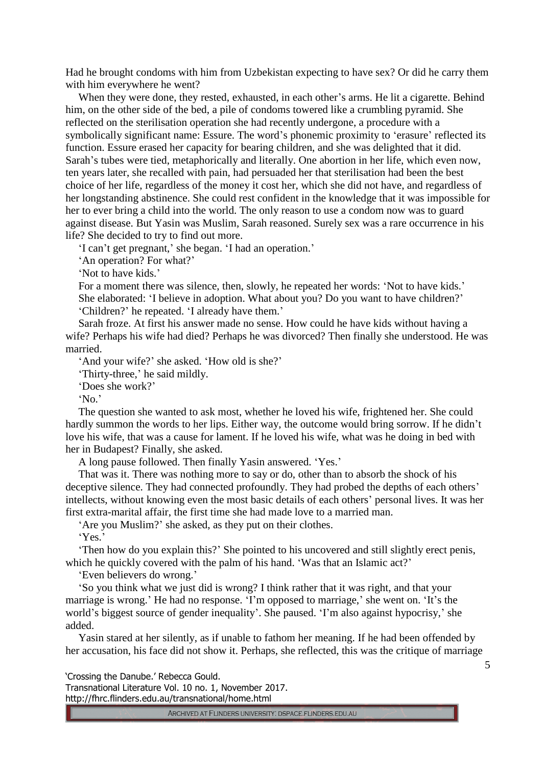Had he brought condoms with him from Uzbekistan expecting to have sex? Or did he carry them with him everywhere he went?

When they were done, they rested, exhausted, in each other's arms. He lit a cigarette. Behind him, on the other side of the bed, a pile of condoms towered like a crumbling pyramid. She reflected on the sterilisation operation she had recently undergone, a procedure with a symbolically significant name: Essure. The word's phonemic proximity to 'erasure' reflected its function. Essure erased her capacity for bearing children, and she was delighted that it did. Sarah's tubes were tied, metaphorically and literally. One abortion in her life, which even now, ten years later, she recalled with pain, had persuaded her that sterilisation had been the best choice of her life, regardless of the money it cost her, which she did not have, and regardless of her longstanding abstinence. She could rest confident in the knowledge that it was impossible for her to ever bring a child into the world. The only reason to use a condom now was to guard against disease. But Yasin was Muslim, Sarah reasoned. Surely sex was a rare occurrence in his life? She decided to try to find out more.

'I can't get pregnant,' she began. 'I had an operation.'

'An operation? For what?'

'Not to have kids.'

For a moment there was silence, then, slowly, he repeated her words: 'Not to have kids.'

She elaborated: 'I believe in adoption. What about you? Do you want to have children?'

'Children?' he repeated. 'I already have them.'

Sarah froze. At first his answer made no sense. How could he have kids without having a wife? Perhaps his wife had died? Perhaps he was divorced? Then finally she understood. He was married.

'And your wife?' she asked. 'How old is she?'

'Thirty-three,' he said mildly.

'Does she work?'

'No.'

The question she wanted to ask most, whether he loved his wife, frightened her. She could hardly summon the words to her lips. Either way, the outcome would bring sorrow. If he didn't love his wife, that was a cause for lament. If he loved his wife, what was he doing in bed with her in Budapest? Finally, she asked.

A long pause followed. Then finally Yasin answered. 'Yes.'

That was it. There was nothing more to say or do, other than to absorb the shock of his deceptive silence. They had connected profoundly. They had probed the depths of each others' intellects, without knowing even the most basic details of each others' personal lives. It was her first extra-marital affair, the first time she had made love to a married man.

'Are you Muslim?' she asked, as they put on their clothes.

'Yes.'

'Then how do you explain this?' She pointed to his uncovered and still slightly erect penis, which he quickly covered with the palm of his hand. 'Was that an Islamic act?'

'Even believers do wrong.'

'So you think what we just did is wrong? I think rather that it was right, and that your marriage is wrong.' He had no response. 'I'm opposed to marriage,' she went on. 'It's the world's biggest source of gender inequality'. She paused. 'I'm also against hypocrisy,' she added.

Yasin stared at her silently, as if unable to fathom her meaning. If he had been offended by her accusation, his face did not show it. Perhaps, she reflected, this was the critique of marriage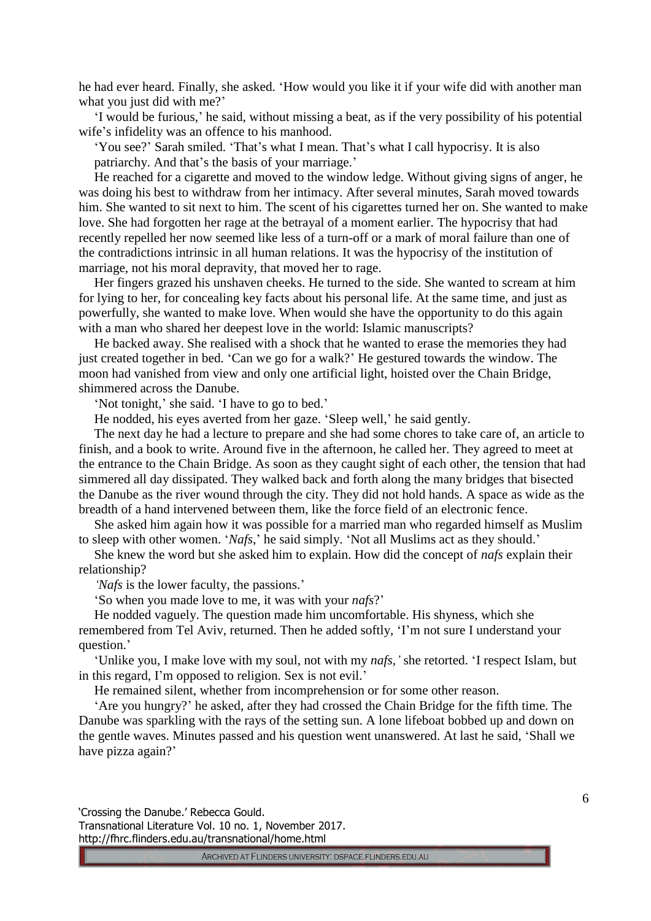he had ever heard. Finally, she asked. 'How would you like it if your wife did with another man what you just did with me?'

'I would be furious,' he said, without missing a beat, as if the very possibility of his potential wife's infidelity was an offence to his manhood.

'You see?' Sarah smiled. 'That's what I mean. That's what I call hypocrisy. It is also patriarchy. And that's the basis of your marriage.'

He reached for a cigarette and moved to the window ledge. Without giving signs of anger, he was doing his best to withdraw from her intimacy. After several minutes, Sarah moved towards him. She wanted to sit next to him. The scent of his cigarettes turned her on. She wanted to make love. She had forgotten her rage at the betrayal of a moment earlier. The hypocrisy that had recently repelled her now seemed like less of a turn-off or a mark of moral failure than one of the contradictions intrinsic in all human relations. It was the hypocrisy of the institution of marriage, not his moral depravity, that moved her to rage.

Her fingers grazed his unshaven cheeks. He turned to the side. She wanted to scream at him for lying to her, for concealing key facts about his personal life. At the same time, and just as powerfully, she wanted to make love. When would she have the opportunity to do this again with a man who shared her deepest love in the world: Islamic manuscripts?

He backed away. She realised with a shock that he wanted to erase the memories they had just created together in bed. 'Can we go for a walk?' He gestured towards the window. The moon had vanished from view and only one artificial light, hoisted over the Chain Bridge, shimmered across the Danube.

'Not tonight,' she said. 'I have to go to bed.'

He nodded, his eyes averted from her gaze. 'Sleep well,' he said gently.

The next day he had a lecture to prepare and she had some chores to take care of, an article to finish, and a book to write. Around five in the afternoon, he called her. They agreed to meet at the entrance to the Chain Bridge. As soon as they caught sight of each other, the tension that had simmered all day dissipated. They walked back and forth along the many bridges that bisected the Danube as the river wound through the city. They did not hold hands. A space as wide as the breadth of a hand intervened between them, like the force field of an electronic fence.

She asked him again how it was possible for a married man who regarded himself as Muslim to sleep with other women. '*Nafs*,' he said simply. 'Not all Muslims act as they should.'

She knew the word but she asked him to explain. How did the concept of *nafs* explain their relationship?

*'Nafs* is the lower faculty, the passions.'

'So when you made love to me, it was with your *nafs*?'

He nodded vaguely. The question made him uncomfortable. His shyness, which she remembered from Tel Aviv, returned. Then he added softly, 'I'm not sure I understand your question.'

'Unlike you, I make love with my soul, not with my *nafs,'* she retorted. 'I respect Islam, but in this regard, I'm opposed to religion. Sex is not evil.'

He remained silent, whether from incomprehension or for some other reason.

'Are you hungry?' he asked, after they had crossed the Chain Bridge for the fifth time. The Danube was sparkling with the rays of the setting sun. A lone lifeboat bobbed up and down on the gentle waves. Minutes passed and his question went unanswered. At last he said, 'Shall we have pizza again?'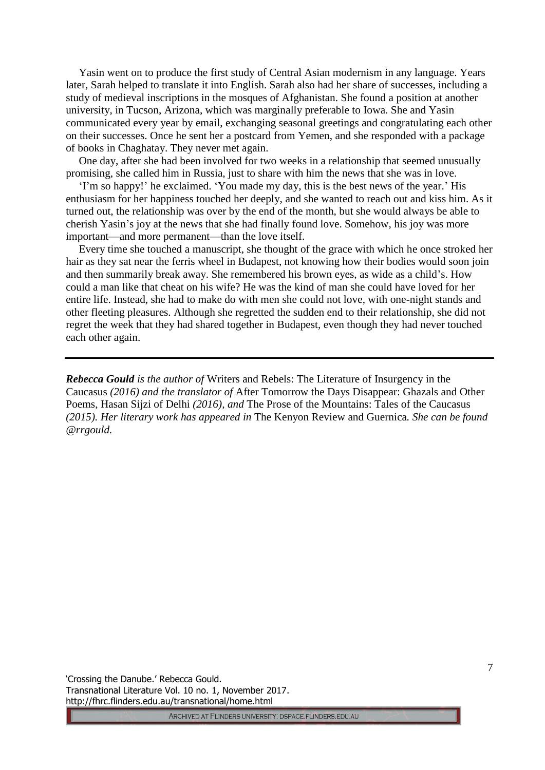Yasin went on to produce the first study of Central Asian modernism in any language. Years later, Sarah helped to translate it into English. Sarah also had her share of successes, including a study of medieval inscriptions in the mosques of Afghanistan. She found a position at another university, in Tucson, Arizona, which was marginally preferable to Iowa. She and Yasin communicated every year by email, exchanging seasonal greetings and congratulating each other on their successes. Once he sent her a postcard from Yemen, and she responded with a package of books in Chaghatay. They never met again.

One day, after she had been involved for two weeks in a relationship that seemed unusually promising, she called him in Russia, just to share with him the news that she was in love.

'I'm so happy!' he exclaimed. 'You made my day, this is the best news of the year.' His enthusiasm for her happiness touched her deeply, and she wanted to reach out and kiss him. As it turned out, the relationship was over by the end of the month, but she would always be able to cherish Yasin's joy at the news that she had finally found love. Somehow, his joy was more important—and more permanent—than the love itself.

Every time she touched a manuscript, she thought of the grace with which he once stroked her hair as they sat near the ferris wheel in Budapest, not knowing how their bodies would soon join and then summarily break away. She remembered his brown eyes, as wide as a child's. How could a man like that cheat on his wife? He was the kind of man she could have loved for her entire life. Instead, she had to make do with men she could not love, with one-night stands and other fleeting pleasures. Although she regretted the sudden end to their relationship, she did not regret the week that they had shared together in Budapest, even though they had never touched each other again.

---

***Rebecca Gould*** *is the author of* Writers and Rebels: The Literature of Insurgency in the Caucasus *(2016) and the translator of* After Tomorrow the Days Disappear: Ghazals and Other Poems, Hasan Sijzi of Delhi *(2016), and* The Prose of the Mountains: Tales of the Caucasus *(2015). Her literary work has appeared in* The Kenyon Review and Guernica*. She can be found @rrgould.*